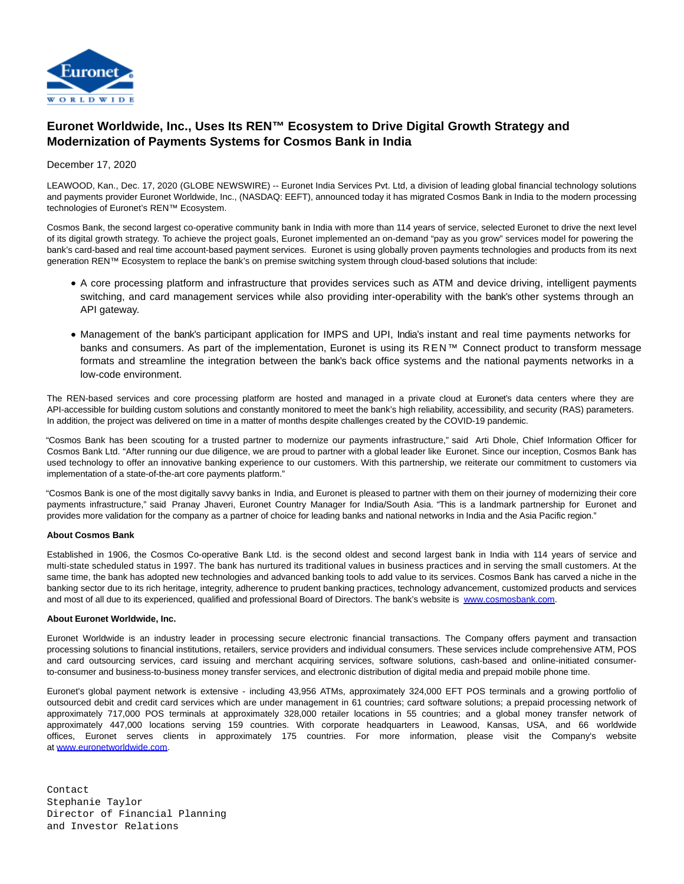# Euronet Worldwide, Inc., Uses Its REN™ Ecosystem to Drive Digital Growth Strategy and Modernization of Payments Systems for Cosmos Bank in India

December 17, 2020

LEAWOOD, Kan., Dec. 17, 2020 (GLOBE NEWSWIRE) -- Euronet India Services Pvt. Ltd, a division of leading global financial technology solutions and payments provider Euronet Worldwide, Inc., (NASDAQ: EEFT), announced today it has migrated Cosmos Bank in India to the modern processing technologies of Euronet's REN™ Ecosystem.

Cosmos Bank, the second largest co-operative community bank in India with more than 114 years of service, selected Euronet to drive the next level of its digital growth strategy. To achieve the project goals, Euronet implemented an on-demand "pay as you grow" services model for powering the bank's card-based and real time account-based payment services. Euronet is using globally proven payments technologies and products from its next generation REN™ Ecosystem to replace the bank's on premise switching system through cloud-based solutions that include:

- A core processing platform and infrastructure that provides services such as ATM and device driving, intelligent payments switching, and card management services while also providing inter-operability with the bank's other systems through an API gateway.
- Management of the bank's participant application for IMPS and UPI, India's instant and real time payments networks for banks and consumers. As part of the implementation, Euronet is using its REN™ Connect product to transform message formats and streamline the integration between the bank's back office systems and the national payments networks in a low-code environment.

The REN-based services and core processing platform are hosted and managed in a private cloud at Euronet's data centers where they are API-accessible for building custom solutions and constantly monitored to meet the bank's high reliability, accessibility, and security (RAS) parameters. In addition, the project was delivered on time in a matter of months despite challenges created by the COVID-19 pandemic.

"Cosmos Bank has been scouting for a trusted partner to modernize our payments infrastructure," said Arti Dhole, Chief Information Officer for Cosmos Bank Ltd. "After running our due diligence, we are proud to partner with a global leader like Euronet. Since our inception, Cosmos Bank has used technology to offer an innovative banking experience to our customers. With this partnership, we reiterate our commitment to customers via implementation of a state-of-the-art core payments platform."

"Cosmos Bank is one of the most digitally savvy banks in India, and Euronet is pleased to partner with them on their journey of modernizing their core payments infrastructure," said Pranay Jhaveri, Euronet Country Manager for India/South Asia. "This is a landmark partnership for Euronet and provides more validation for the company as a partner of choice for leading banks and national networks in India and the Asia Pacific region."

**About Cosmos Bank**

Established in 1906, the Cosmos Co-operative Bank Ltd. is the second oldest and second largest bank in India with 114 years of service and multi-state scheduled status in 1997. The bank has nurtured its traditional values in business practices and in serving the small customers. At the same time, the bank has adopted new technologies and advanced banking tools to add value to its services. Cosmos Bank has carved a niche in the banking sector due to its rich heritage, integrity, adherence to prudent banking practices, technology advancement, customized products and services and most of all due to its experienced, qualified and professional Board of Directors. The bank's website is www.cosmosbank.com.

**About Euronet Worldwide, Inc.**

Euronet Worldwide is an industry leader in processing secure electronic financial transactions. The Company offers payment and transaction processing solutions to financial institutions, retailers, service providers and individual consumers. These services include comprehensive ATM, POS and card outsourcing services, card issuing and merchant acquiring services, software solutions, cash-based and online-initiated consumer-to-consumer and business-to-business money transfer services, and electronic distribution of digital media and prepaid mobile phone time.

Euronet's global payment network is extensive - including 43,956 ATMs, approximately 324,000 EFT POS terminals and a growing portfolio of outsourced debit and credit card services which are under management in 61 countries; card software solutions; a prepaid processing network of approximately 717,000 POS terminals at approximately 328,000 retailer locations in 55 countries; and a global money transfer network of approximately 447,000 locations serving 159 countries. With corporate headquarters in Leawood, Kansas, USA, and 66 worldwide offices, Euronet serves clients in approximately 175 countries. For more information, please visit the Company's website at www.euronetworldwide.com.

Contact
Stephanie Taylor
Director of Financial Planning
and Investor Relations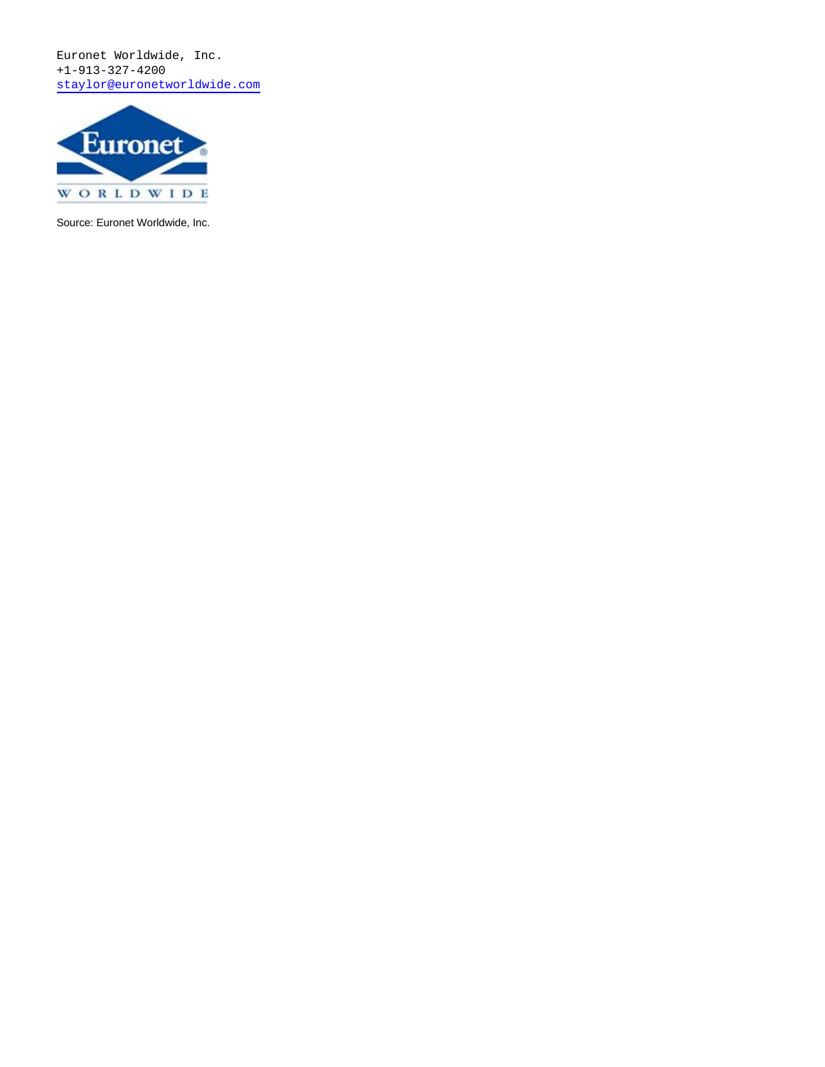Euronet Worldwide, Inc.
+1-913-327-4200
staylor@euronetworldwide.com

Source: Euronet Worldwide, Inc.